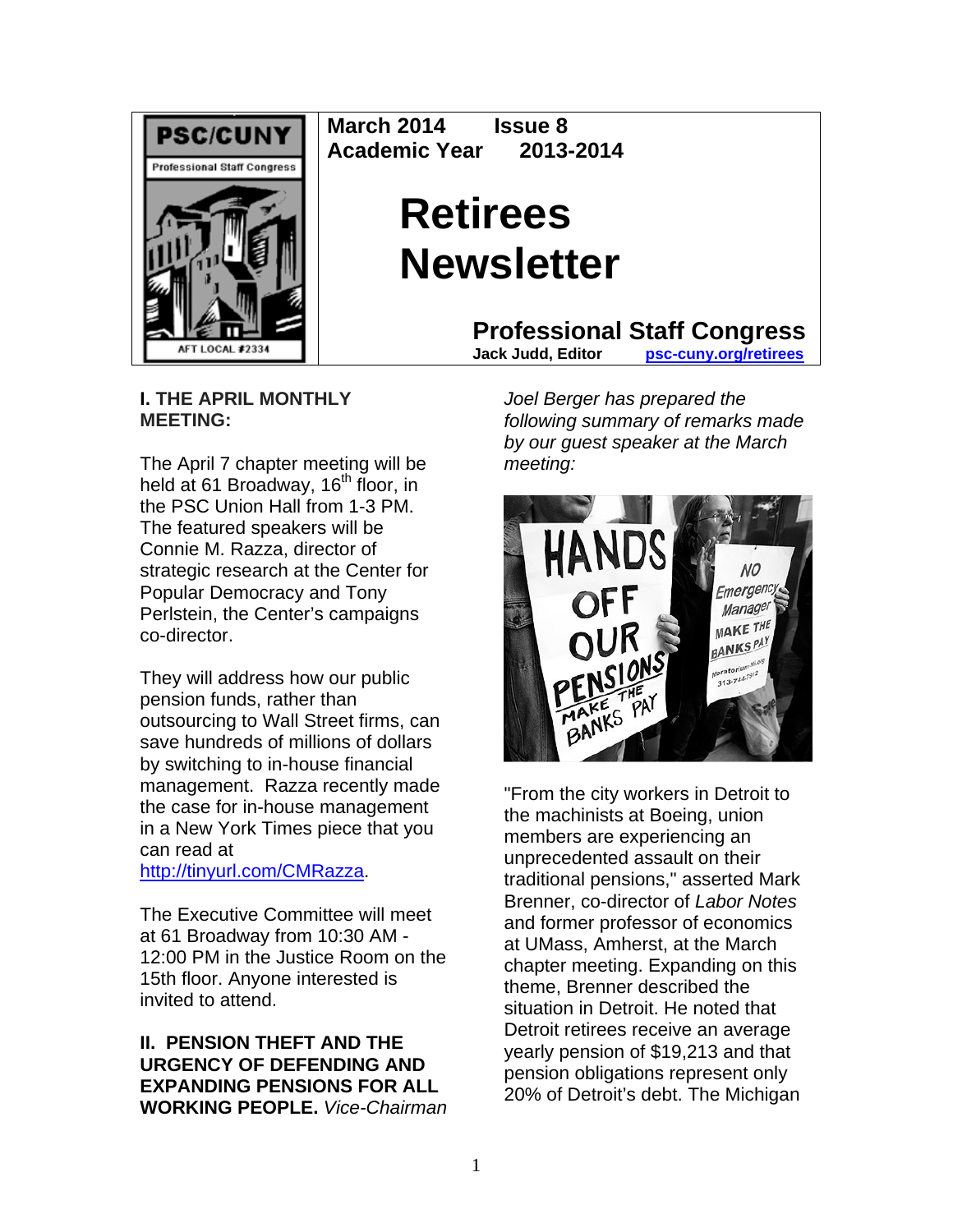**March 2014 Issue 8**
**Academic Year 2013-2014**

# Retirees Newsletter

**Professional Staff Congress**
**Jack Judd, Editor** **psc-cuny.org/retirees**

## I. THE APRIL MONTHLY MEETING:

The April 7 chapter meeting will be held at 61 Broadway, 16th floor, in the PSC Union Hall from 1-3 PM. The featured speakers will be Connie M. Razza, director of strategic research at the Center for Popular Democracy and Tony Perlstein, the Center's campaigns co-director.

They will address how our public pension funds, rather than outsourcing to Wall Street firms, can save hundreds of millions of dollars by switching to in-house financial management. Razza recently made the case for in-house management in a New York Times piece that you can read at http://tinyurl.com/CMRazza.

The Executive Committee will meet at 61 Broadway from 10:30 AM - 12:00 PM in the Justice Room on the 15th floor. Anyone interested is invited to attend.

## II. PENSION THEFT AND THE URGENCY OF DEFENDING AND EXPANDING PENSIONS FOR ALL WORKING PEOPLE.

*Vice-Chairman Joel Berger has prepared the following summary of remarks made by our guest speaker at the March meeting:*

"From the city workers in Detroit to the machinists at Boeing, union members are experiencing an unprecedented assault on their traditional pensions," asserted Mark Brenner, co-director of *Labor Notes* and former professor of economics at UMass, Amherst, at the March chapter meeting. Expanding on this theme, Brenner described the situation in Detroit. He noted that Detroit retirees receive an average yearly pension of $19,213 and that pension obligations represent only 20% of Detroit's debt. The Michigan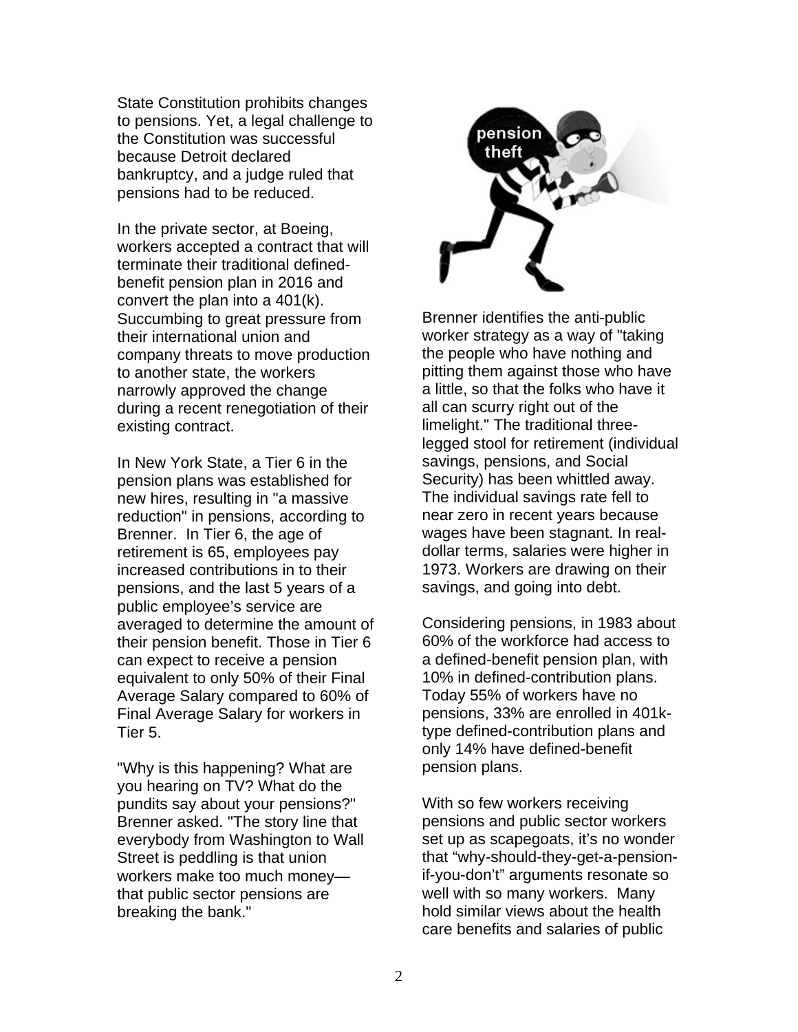State Constitution prohibits changes to pensions. Yet, a legal challenge to the Constitution was successful because Detroit declared bankruptcy, and a judge ruled that pensions had to be reduced.

In the private sector, at Boeing, workers accepted a contract that will terminate their traditional defined-benefit pension plan in 2016 and convert the plan into a 401(k). Succumbing to great pressure from their international union and company threats to move production to another state, the workers narrowly approved the change during a recent renegotiation of their existing contract.

In New York State, a Tier 6 in the pension plans was established for new hires, resulting in "a massive reduction" in pensions, according to Brenner. In Tier 6, the age of retirement is 65, employees pay increased contributions in to their pensions, and the last 5 years of a public employee's service are averaged to determine the amount of their pension benefit. Those in Tier 6 can expect to receive a pension equivalent to only 50% of their Final Average Salary compared to 60% of Final Average Salary for workers in Tier 5.

"Why is this happening? What are you hearing on TV? What do the pundits say about your pensions?" Brenner asked. "The story line that everybody from Washington to Wall Street is peddling is that union workers make too much money—that public sector pensions are breaking the bank."

Brenner identifies the anti-public worker strategy as a way of "taking the people who have nothing and pitting them against those who have a little, so that the folks who have it all can scurry right out of the limelight." The traditional three-legged stool for retirement (individual savings, pensions, and Social Security) has been whittled away. The individual savings rate fell to near zero in recent years because wages have been stagnant. In real-dollar terms, salaries were higher in 1973. Workers are drawing on their savings, and going into debt.

Considering pensions, in 1983 about 60% of the workforce had access to a defined-benefit pension plan, with 10% in defined-contribution plans. Today 55% of workers have no pensions, 33% are enrolled in 401k-type defined-contribution plans and only 14% have defined-benefit pension plans.

With so few workers receiving pensions and public sector workers set up as scapegoats, it's no wonder that "why-should-they-get-a-pension-if-you-don't" arguments resonate so well with so many workers. Many hold similar views about the health care benefits and salaries of public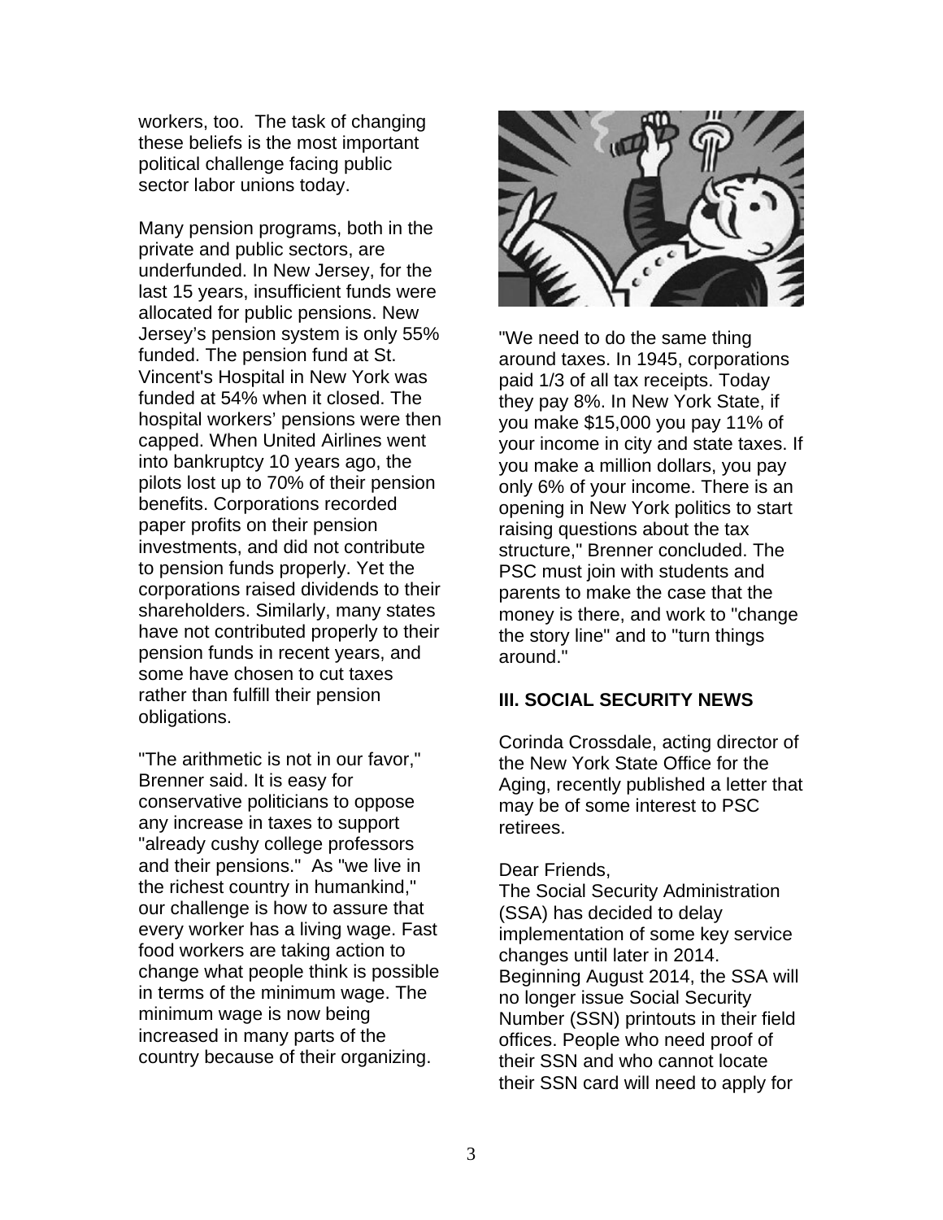workers, too. The task of changing these beliefs is the most important political challenge facing public sector labor unions today.

Many pension programs, both in the private and public sectors, are underfunded. In New Jersey, for the last 15 years, insufficient funds were allocated for public pensions. New Jersey's pension system is only 55% funded. The pension fund at St. Vincent's Hospital in New York was funded at 54% when it closed. The hospital workers' pensions were then capped. When United Airlines went into bankruptcy 10 years ago, the pilots lost up to 70% of their pension benefits. Corporations recorded paper profits on their pension investments, and did not contribute to pension funds properly. Yet the corporations raised dividends to their shareholders. Similarly, many states have not contributed properly to their pension funds in recent years, and some have chosen to cut taxes rather than fulfill their pension obligations.

"The arithmetic is not in our favor," Brenner said. It is easy for conservative politicians to oppose any increase in taxes to support "already cushy college professors and their pensions." As "we live in the richest country in humankind," our challenge is how to assure that every worker has a living wage. Fast food workers are taking action to change what people think is possible in terms of the minimum wage. The minimum wage is now being increased in many parts of the country because of their organizing.

"We need to do the same thing around taxes. In 1945, corporations paid 1/3 of all tax receipts. Today they pay 8%. In New York State, if you make $15,000 you pay 11% of your income in city and state taxes. If you make a million dollars, you pay only 6% of your income. There is an opening in New York politics to start raising questions about the tax structure," Brenner concluded. The PSC must join with students and parents to make the case that the money is there, and work to "change the story line" and to "turn things around."

## III. SOCIAL SECURITY NEWS

Corinda Crossdale, acting director of the New York State Office for the Aging, recently published a letter that may be of some interest to PSC retirees.

Dear Friends,
The Social Security Administration (SSA) has decided to delay implementation of some key service changes until later in 2014. Beginning August 2014, the SSA will no longer issue Social Security Number (SSN) printouts in their field offices. People who need proof of their SSN and who cannot locate their SSN card will need to apply for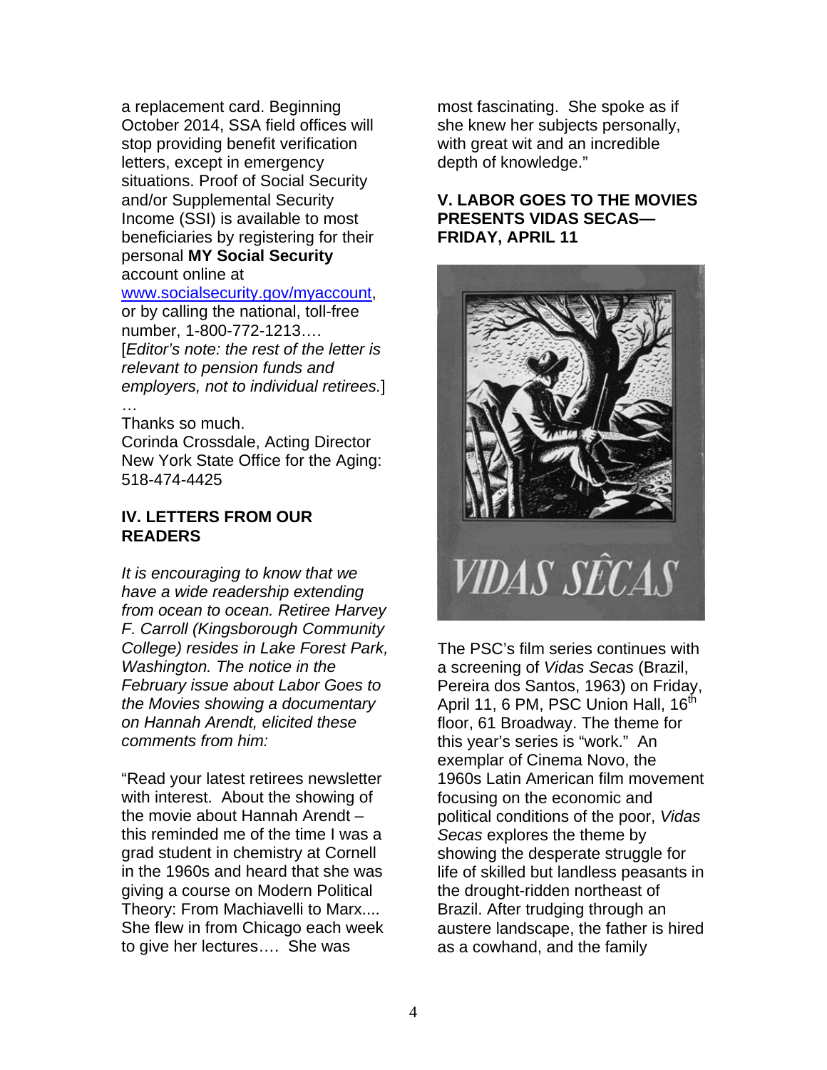a replacement card. Beginning October 2014, SSA field offices will stop providing benefit verification letters, except in emergency situations. Proof of Social Security and/or Supplemental Security Income (SSI) is available to most beneficiaries by registering for their personal **MY Social Security** account online at [www.socialsecurity.gov/myaccount](http://www.socialsecurity.gov/myaccount), or by calling the national, toll-free number, 1-800-772-1213…. [*Editor's note: the rest of the letter is relevant to pension funds and employers, not to individual retirees.*]

…

Thanks so much.
Corinda Crossdale, Acting Director
New York State Office for the Aging: 518-474-4425

## IV. LETTERS FROM OUR READERS

*It is encouraging to know that we have a wide readership extending from ocean to ocean. Retiree Harvey F. Carroll (Kingsborough Community College) resides in Lake Forest Park, Washington. The notice in the February issue about Labor Goes to the Movies showing a documentary on Hannah Arendt, elicited these comments from him:*

"Read your latest retirees newsletter with interest. About the showing of the movie about Hannah Arendt – this reminded me of the time I was a grad student in chemistry at Cornell in the 1960s and heard that she was giving a course on Modern Political Theory: From Machiavelli to Marx.... She flew in from Chicago each week to give her lectures…. She was most fascinating. She spoke as if she knew her subjects personally, with great wit and an incredible depth of knowledge."

## V. LABOR GOES TO THE MOVIES PRESENTS VIDAS SECAS—FRIDAY, APRIL 11

VIDAS SÊCAS

The PSC's film series continues with a screening of *Vidas Secas* (Brazil, Pereira dos Santos, 1963) on Friday, April 11, 6 PM, PSC Union Hall, 16th floor, 61 Broadway. The theme for this year's series is "work." An exemplar of Cinema Novo, the 1960s Latin American film movement focusing on the economic and political conditions of the poor, *Vidas Secas* explores the theme by showing the desperate struggle for life of skilled but landless peasants in the drought-ridden northeast of Brazil. After trudging through an austere landscape, the father is hired as a cowhand, and the family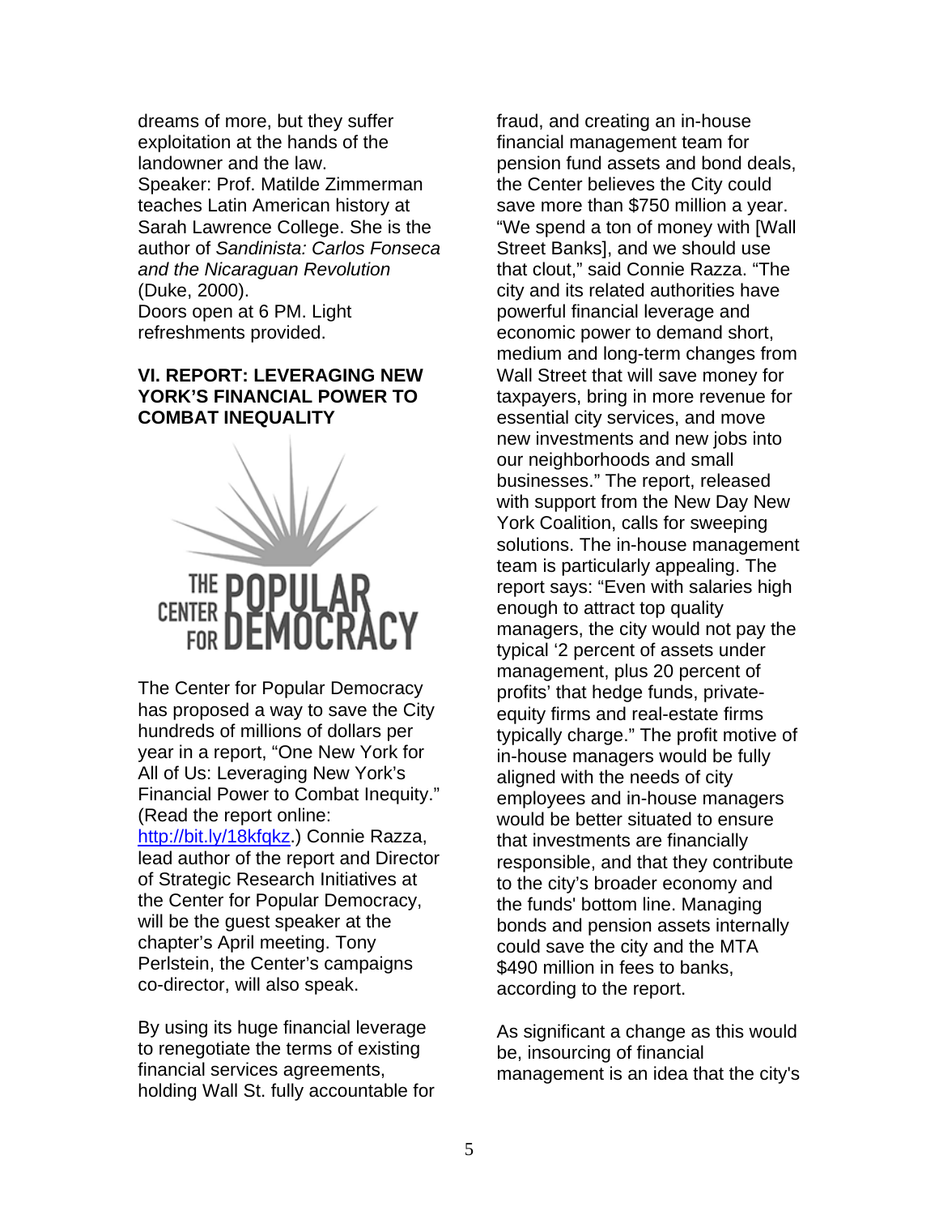dreams of more, but they suffer exploitation at the hands of the landowner and the law.
Speaker: Prof. Matilde Zimmerman teaches Latin American history at Sarah Lawrence College. She is the author of *Sandinista: Carlos Fonseca and the Nicaraguan Revolution* (Duke, 2000).
Doors open at 6 PM. Light refreshments provided.

**VI. REPORT: LEVERAGING NEW YORK'S FINANCIAL POWER TO COMBAT INEQUALITY**

THE CENTER FOR POPULAR DEMOCRACY

The Center for Popular Democracy has proposed a way to save the City hundreds of millions of dollars per year in a report, "One New York for All of Us: Leveraging New York's Financial Power to Combat Inequity." (Read the report online: http://bit.ly/18kfqkz.) Connie Razza, lead author of the report and Director of Strategic Research Initiatives at the Center for Popular Democracy, will be the guest speaker at the chapter's April meeting. Tony Perlstein, the Center's campaigns co-director, will also speak.

By using its huge financial leverage to renegotiate the terms of existing financial services agreements, holding Wall St. fully accountable for fraud, and creating an in-house financial management team for pension fund assets and bond deals, the Center believes the City could save more than $750 million a year. "We spend a ton of money with [Wall Street Banks], and we should use that clout," said Connie Razza. "The city and its related authorities have powerful financial leverage and economic power to demand short, medium and long-term changes from Wall Street that will save money for taxpayers, bring in more revenue for essential city services, and move new investments and new jobs into our neighborhoods and small businesses." The report, released with support from the New Day New York Coalition, calls for sweeping solutions. The in-house management team is particularly appealing. The report says: "Even with salaries high enough to attract top quality managers, the city would not pay the typical '2 percent of assets under management, plus 20 percent of profits' that hedge funds, private-equity firms and real-estate firms typically charge." The profit motive of in-house managers would be fully aligned with the needs of city employees and in-house managers would be better situated to ensure that investments are financially responsible, and that they contribute to the city's broader economy and the funds' bottom line. Managing bonds and pension assets internally could save the city and the MTA $490 million in fees to banks, according to the report.

As significant a change as this would be, insourcing of financial management is an idea that the city's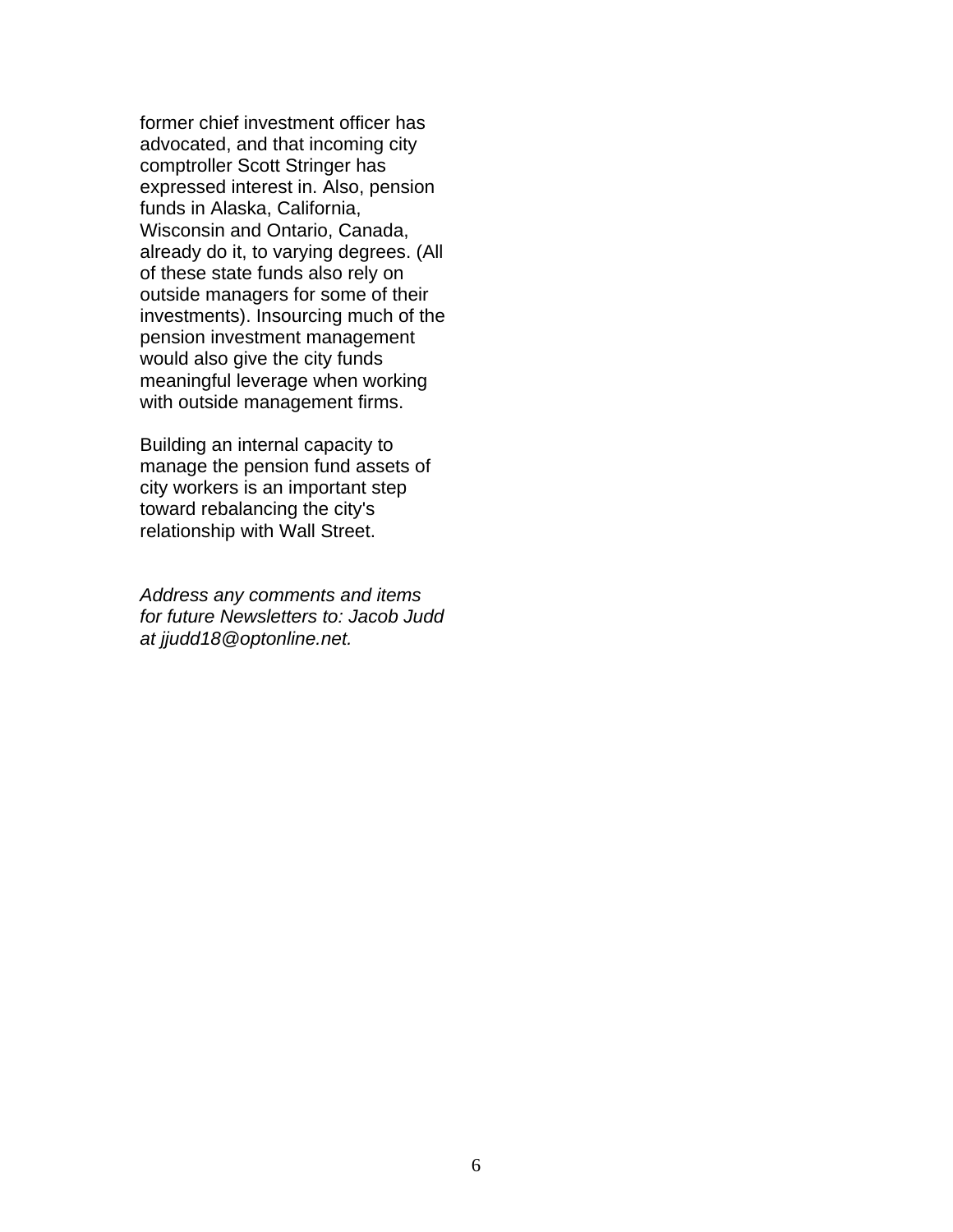former chief investment officer has advocated, and that incoming city comptroller Scott Stringer has expressed interest in. Also, pension funds in Alaska, California, Wisconsin and Ontario, Canada, already do it, to varying degrees. (All of these state funds also rely on outside managers for some of their investments). Insourcing much of the pension investment management would also give the city funds meaningful leverage when working with outside management firms.

Building an internal capacity to manage the pension fund assets of city workers is an important step toward rebalancing the city's relationship with Wall Street.

*Address any comments and items for future Newsletters to: Jacob Judd at jjudd18@optonline.net.*